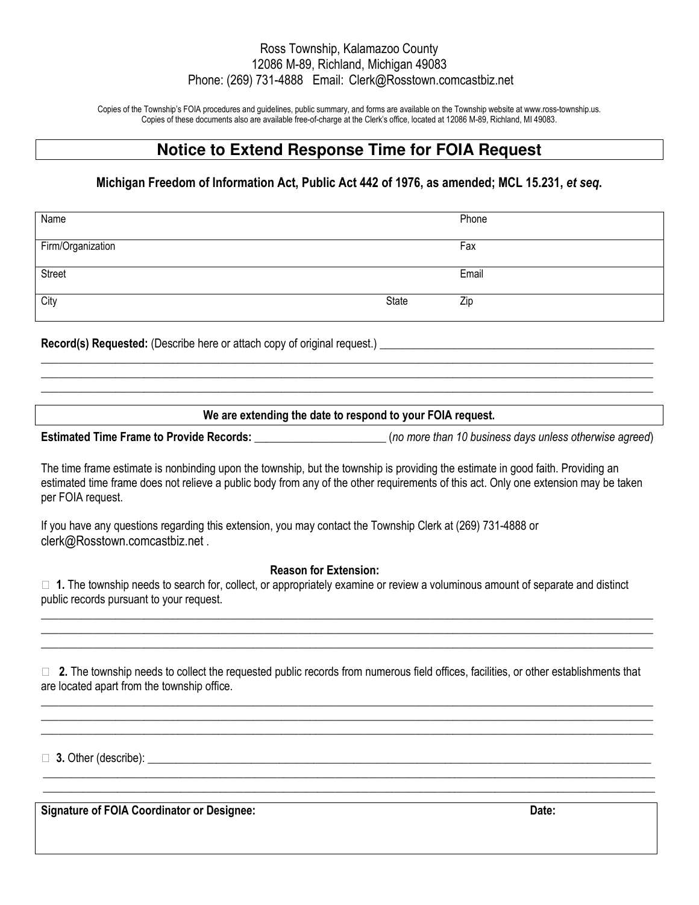Ross Township, Kalamazoo County
12086 M-89, Richland, Michigan 49083
Phone: (269) 731-4888 Email: Clerk@Rosstown.comcastbiz.net

Copies of the Township's FOIA procedures and guidelines, public summary, and forms are available on the Township website at www.ross-township.us. Copies of these documents also are available free-of-charge at the Clerk's office, located at 12086 M-89, Richland, MI 49083.

# Notice to Extend Response Time for FOIA Request

**Michigan Freedom of Information Act, Public Act 442 of 1976, as amended; MCL 15.231, *et seq.***

| Name | | Phone |
|---|---|---|
| Firm/Organization | | Fax |
| Street | | Email |
| City | State | Zip |

**Record(s) Requested:** (Describe here or attach copy of original request.) ________________________________________________
______________________________________________________________________________________________
______________________________________________________________________________________________
______________________________________________________________________________________________

**We are extending the date to respond to your FOIA request.**

**Estimated Time Frame to Provide Records:** ______________________ (*no more than 10 business days unless otherwise agreed*)

The time frame estimate is nonbinding upon the township, but the township is providing the estimate in good faith. Providing an estimated time frame does not relieve a public body from any of the other requirements of this act. Only one extension may be taken per FOIA request.

If you have any questions regarding this extension, you may contact the Township Clerk at (269) 731-4888 or clerk@Rosstown.comcastbiz.net .

**Reason for Extension:**

☐ **1.** The township needs to search for, collect, or appropriately examine or review a voluminous amount of separate and distinct public records pursuant to your request.
______________________________________________________________________________________________
______________________________________________________________________________________________
______________________________________________________________________________________________

☐ **2.** The township needs to collect the requested public records from numerous field offices, facilities, or other establishments that are located apart from the township office.
______________________________________________________________________________________________
______________________________________________________________________________________________
______________________________________________________________________________________________

☐ **3.** Other (describe): ______________________________________________________________________________
______________________________________________________________________________________________
______________________________________________________________________________________________

| **Signature of FOIA Coordinator or Designee:** | **Date:** |
|---|---|
| | |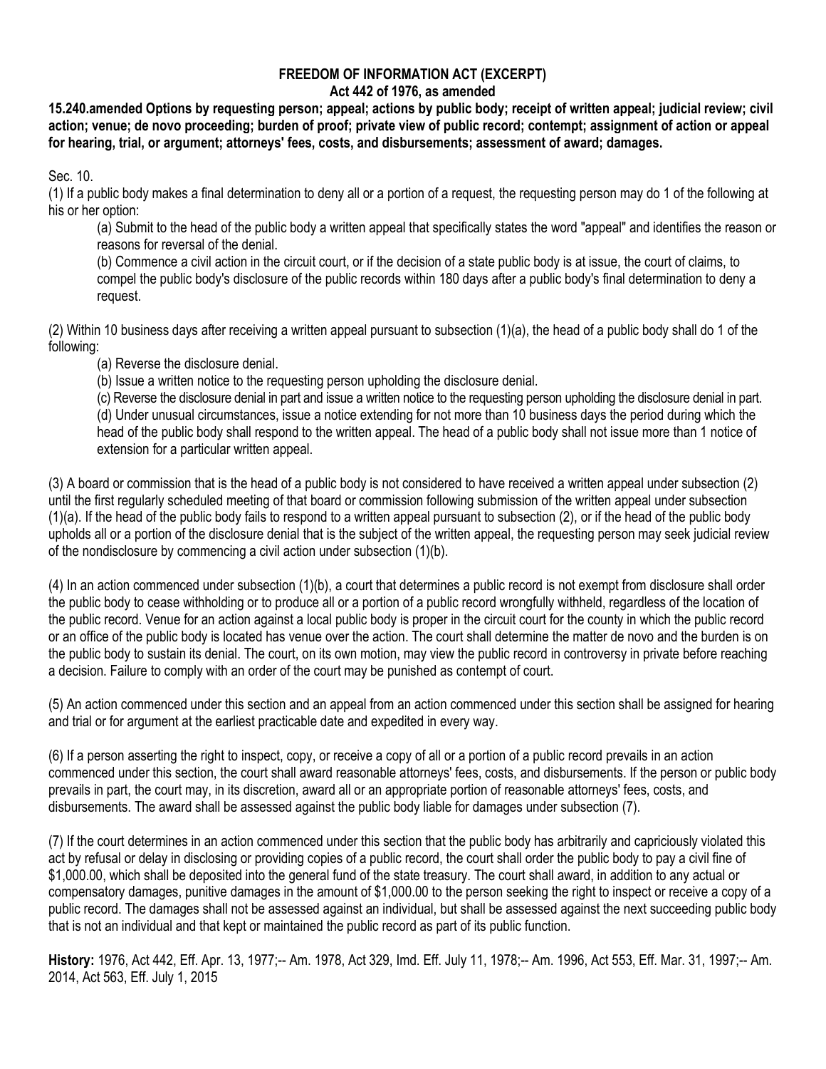# FREEDOM OF INFORMATION ACT (EXCERPT)

## Act 442 of 1976, as amended

**15.240.amended Options by requesting person; appeal; actions by public body; receipt of written appeal; judicial review; civil action; venue; de novo proceeding; burden of proof; private view of public record; contempt; assignment of action or appeal for hearing, trial, or argument; attorneys' fees, costs, and disbursements; assessment of award; damages.**

Sec. 10.

(1) If a public body makes a final determination to deny all or a portion of a request, the requesting person may do 1 of the following at his or her option:

(a) Submit to the head of the public body a written appeal that specifically states the word "appeal" and identifies the reason or reasons for reversal of the denial.

(b) Commence a civil action in the circuit court, or if the decision of a state public body is at issue, the court of claims, to compel the public body's disclosure of the public records within 180 days after a public body's final determination to deny a request.

(2) Within 10 business days after receiving a written appeal pursuant to subsection (1)(a), the head of a public body shall do 1 of the following:

(a) Reverse the disclosure denial.

(b) Issue a written notice to the requesting person upholding the disclosure denial.

(c) Reverse the disclosure denial in part and issue a written notice to the requesting person upholding the disclosure denial in part.

(d) Under unusual circumstances, issue a notice extending for not more than 10 business days the period during which the head of the public body shall respond to the written appeal. The head of a public body shall not issue more than 1 notice of extension for a particular written appeal.

(3) A board or commission that is the head of a public body is not considered to have received a written appeal under subsection (2) until the first regularly scheduled meeting of that board or commission following submission of the written appeal under subsection (1)(a). If the head of the public body fails to respond to a written appeal pursuant to subsection (2), or if the head of the public body upholds all or a portion of the disclosure denial that is the subject of the written appeal, the requesting person may seek judicial review of the nondisclosure by commencing a civil action under subsection (1)(b).

(4) In an action commenced under subsection (1)(b), a court that determines a public record is not exempt from disclosure shall order the public body to cease withholding or to produce all or a portion of a public record wrongfully withheld, regardless of the location of the public record. Venue for an action against a local public body is proper in the circuit court for the county in which the public record or an office of the public body is located has venue over the action. The court shall determine the matter de novo and the burden is on the public body to sustain its denial. The court, on its own motion, may view the public record in controversy in private before reaching a decision. Failure to comply with an order of the court may be punished as contempt of court.

(5) An action commenced under this section and an appeal from an action commenced under this section shall be assigned for hearing and trial or for argument at the earliest practicable date and expedited in every way.

(6) If a person asserting the right to inspect, copy, or receive a copy of all or a portion of a public record prevails in an action commenced under this section, the court shall award reasonable attorneys' fees, costs, and disbursements. If the person or public body prevails in part, the court may, in its discretion, award all or an appropriate portion of reasonable attorneys' fees, costs, and disbursements. The award shall be assessed against the public body liable for damages under subsection (7).

(7) If the court determines in an action commenced under this section that the public body has arbitrarily and capriciously violated this act by refusal or delay in disclosing or providing copies of a public record, the court shall order the public body to pay a civil fine of $1,000.00, which shall be deposited into the general fund of the state treasury. The court shall award, in addition to any actual or compensatory damages, punitive damages in the amount of $1,000.00 to the person seeking the right to inspect or receive a copy of a public record. The damages shall not be assessed against an individual, but shall be assessed against the next succeeding public body that is not an individual and that kept or maintained the public record as part of its public function.

**History:** 1976, Act 442, Eff. Apr. 13, 1977;-- Am. 1978, Act 329, Imd. Eff. July 11, 1978;-- Am. 1996, Act 553, Eff. Mar. 31, 1997;-- Am. 2014, Act 563, Eff. July 1, 2015